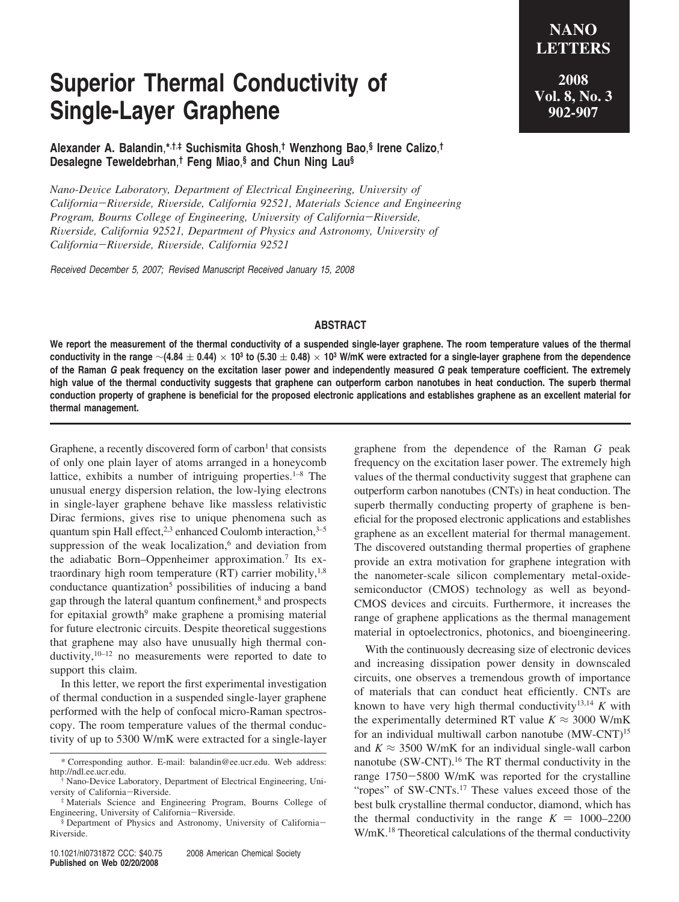# Superior Thermal Conductivity of Single-Layer Graphene

**Alexander A. Balandin,*,†,‡ Suchismita Ghosh,† Wenzhong Bao,§ Irene Calizo,† Desalegne Teweldebrhan,† Feng Miao,§ and Chun Ning Lau§**

*Nano-Device Laboratory, Department of Electrical Engineering, University of California–Riverside, Riverside, California 92521, Materials Science and Engineering Program, Bourns College of Engineering, University of California–Riverside, Riverside, California 92521, Department of Physics and Astronomy, University of California–Riverside, Riverside, California 92521*

*Received December 5, 2007; Revised Manuscript Received January 15, 2008*

## ABSTRACT

**We report the measurement of the thermal conductivity of a suspended single-layer graphene. The room temperature values of the thermal conductivity in the range ~(4.84 ± 0.44) × 10[3] to (5.30 ± 0.48) × 10[3] W/mK were extracted for a single-layer graphene from the dependence of the Raman *G* peak frequency on the excitation laser power and independently measured *G* peak temperature coefficient. The extremely high value of the thermal conductivity suggests that graphene can outperform carbon nanotubes in heat conduction. The superb thermal conduction property of graphene is beneficial for the proposed electronic applications and establishes graphene as an excellent material for thermal management.**

Graphene, a recently discovered form of carbon[1] that consists of only one plain layer of atoms arranged in a honeycomb lattice, exhibits a number of intriguing properties.[1–8] The unusual energy dispersion relation, the low-lying electrons in single-layer graphene behave like massless relativistic Dirac fermions, gives rise to unique phenomena such as quantum spin Hall effect,[2,3] enhanced Coulomb interaction,[3–5] suppression of the weak localization,[6] and deviation from the adiabatic Born–Oppenheimer approximation.[7] Its extraordinary high room temperature (RT) carrier mobility,[1,8] conductance quantization[5] possibilities of inducing a band gap through the lateral quantum confinement,[8] and prospects for epitaxial growth[9] make graphene a promising material for future electronic circuits. Despite theoretical suggestions that graphene may also have unusually high thermal conductivity,[10–12] no measurements were reported to date to support this claim.

In this letter, we report the first experimental investigation of thermal conduction in a suspended single-layer graphene performed with the help of confocal micro-Raman spectroscopy. The room temperature values of the thermal conductivity of up to 5300 W/mK were extracted for a single-layer graphene from the dependence of the Raman *G* peak frequency on the excitation laser power. The extremely high values of the thermal conductivity suggest that graphene can outperform carbon nanotubes (CNTs) in heat conduction. The superb thermally conducting property of graphene is beneficial for the proposed electronic applications and establishes graphene as an excellent material for thermal management. The discovered outstanding thermal properties of graphene provide an extra motivation for graphene integration with the nanometer-scale silicon complementary metal-oxide-semiconductor (CMOS) technology as well as beyond-CMOS devices and circuits. Furthermore, it increases the range of graphene applications as the thermal management material in optoelectronics, photonics, and bioengineering.

With the continuously decreasing size of electronic devices and increasing dissipation power density in downscaled circuits, one observes a tremendous growth of importance of materials that can conduct heat efficiently. CNTs are known to have very high thermal conductivity[13,14] $K$ with the experimentally determined RT value $K \approx 3000$ W/mK for an individual multiwall carbon nanotube (MW-CNT)[15] and $K \approx 3500$ W/mK for an individual single-wall carbon nanotube (SW-CNT).[16] The RT thermal conductivity in the range 1750–5800 W/mK was reported for the crystalline "ropes" of SW-CNTs.[17] These values exceed those of the best bulk crystalline thermal conductor, diamond, which has the thermal conductivity in the range $K = 1000$–$2200$ W/mK.[18] Theoretical calculations of the thermal conductivity

\* Corresponding author. E-mail: balandin@ee.ucr.edu. Web address: http://ndl.ee.ucr.edu.

† Nano-Device Laboratory, Department of Electrical Engineering, University of California–Riverside.

‡ Materials Science and Engineering Program, Bourns College of Engineering, University of California–Riverside.

§ Department of Physics and Astronomy, University of California–Riverside.

10.1021/nl0731872 CCC: $40.75 © 2008 American Chemical Society
Published on Web 02/20/2008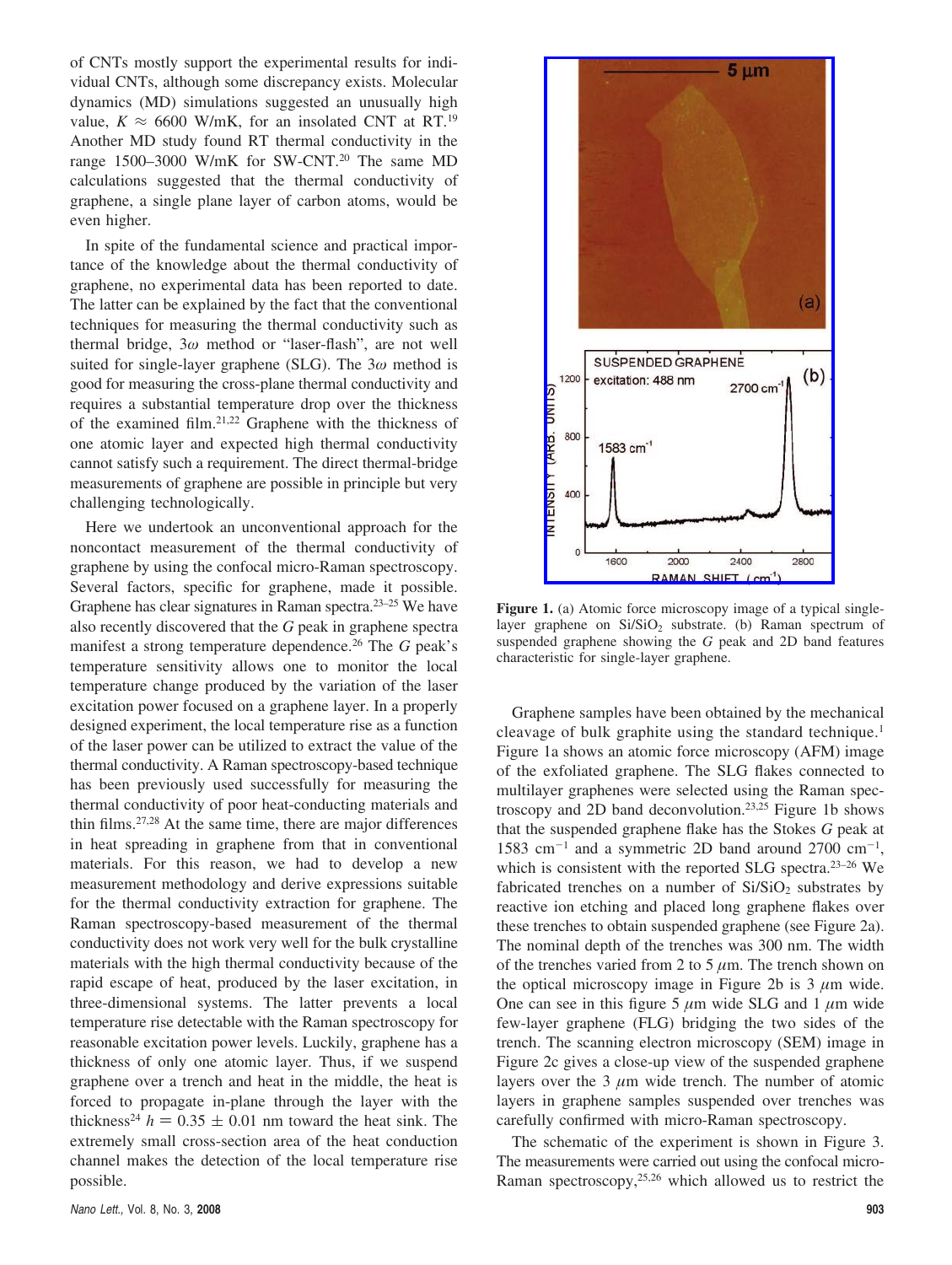of CNTs mostly support the experimental results for individual CNTs, although some discrepancy exists. Molecular dynamics (MD) simulations suggested an unusually high value, $K \approx 6600$ W/mK, for an insolated CNT at RT.[19] Another MD study found RT thermal conductivity in the range 1500–3000 W/mK for SW-CNT.[20] The same MD calculations suggested that the thermal conductivity of graphene, a single plane layer of carbon atoms, would be even higher.

In spite of the fundamental science and practical importance of the knowledge about the thermal conductivity of graphene, no experimental data has been reported to date. The latter can be explained by the fact that the conventional techniques for measuring the thermal conductivity such as thermal bridge, $3\omega$ method or "laser-flash", are not well suited for single-layer graphene (SLG). The $3\omega$ method is good for measuring the cross-plane thermal conductivity and requires a substantial temperature drop over the thickness of the examined film.[21,22] Graphene with the thickness of one atomic layer and expected high thermal conductivity cannot satisfy such a requirement. The direct thermal-bridge measurements of graphene are possible in principle but very challenging technologically.

Here we undertook an unconventional approach for the noncontact measurement of the thermal conductivity of graphene by using the confocal micro-Raman spectroscopy. Several factors, specific for graphene, made it possible. Graphene has clear signatures in Raman spectra.[23–25] We have also recently discovered that the *G* peak in graphene spectra manifest a strong temperature dependence.[26] The *G* peak's temperature sensitivity allows one to monitor the local temperature change produced by the variation of the laser excitation power focused on a graphene layer. In a properly designed experiment, the local temperature rise as a function of the laser power can be utilized to extract the value of the thermal conductivity. A Raman spectroscopy-based technique has been previously used successfully for measuring the thermal conductivity of poor heat-conducting materials and thin films.[27,28] At the same time, there are major differences in heat spreading in graphene from that in conventional materials. For this reason, we had to develop a new measurement methodology and derive expressions suitable for the thermal conductivity extraction for graphene. The Raman spectroscopy-based measurement of the thermal conductivity does not work very well for the bulk crystalline materials with the high thermal conductivity because of the rapid escape of heat, produced by the laser excitation, in three-dimensional systems. The latter prevents a local temperature rise detectable with the Raman spectroscopy for reasonable excitation power levels. Luckily, graphene has a thickness of only one atomic layer. Thus, if we suspend graphene over a trench and heat in the middle, the heat is forced to propagate in-plane through the layer with the thickness[24] $h = 0.35 \pm 0.01$ nm toward the heat sink. The extremely small cross-section area of the heat conduction channel makes the detection of the local temperature rise possible.

5 μm

(a)

SUSPENDED GRAPHENE

excitation: 488 nm

(b)

2700 cm$^{-1}$

1583 cm$^{-1}$

INTENSITY (ARB. UNITS)

0

400

800

1200

1600

2000

2400

2800

RAMAN SHIFT (cm$^{-1}$)

**Figure 1.** (a) Atomic force microscopy image of a typical single-layer graphene on $Si/SiO_2$ substrate. (b) Raman spectrum of suspended graphene showing the *G* peak and 2D band features characteristic for single-layer graphene.

Graphene samples have been obtained by the mechanical cleavage of bulk graphite using the standard technique.[1] Figure 1a shows an atomic force microscopy (AFM) image of the exfoliated graphene. The SLG flakes connected to multilayer graphenes were selected using the Raman spectroscopy and 2D band deconvolution.[23,25] Figure 1b shows that the suspended graphene flake has the Stokes *G* peak at 1583 cm$^{-1}$ and a symmetric 2D band around 2700 cm$^{-1}$, which is consistent with the reported SLG spectra.[23–26] We fabricated trenches on a number of $Si/SiO_2$ substrates by reactive ion etching and placed long graphene flakes over these trenches to obtain suspended graphene (see Figure 2a). The nominal depth of the trenches was 300 nm. The width of the trenches varied from 2 to 5 $\mu$m. The trench shown on the optical microscopy image in Figure 2b is 3 $\mu$m wide. One can see in this figure 5 $\mu$m wide SLG and 1 $\mu$m wide few-layer graphene (FLG) bridging the two sides of the trench. The scanning electron microscopy (SEM) image in Figure 2c gives a close-up view of the suspended graphene layers over the 3 $\mu$m wide trench. The number of atomic layers in graphene samples suspended over trenches was carefully confirmed with micro-Raman spectroscopy.

The schematic of the experiment is shown in Figure 3. The measurements were carried out using the confocal micro-Raman spectroscopy,[25,26] which allowed us to restrict the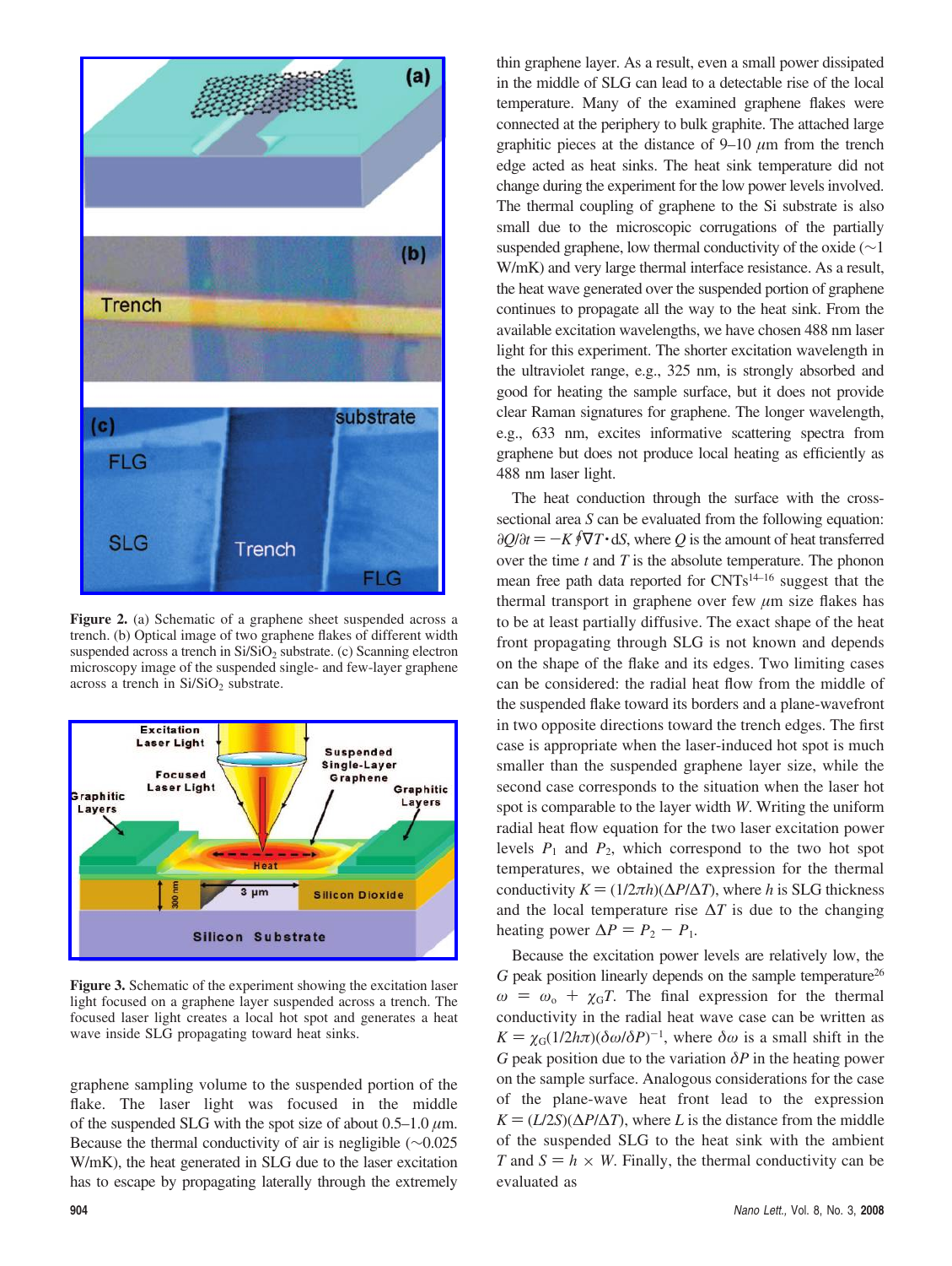Figure 2. (a) Schematic of a graphene sheet suspended across a trench. (b) Optical image of two graphene flakes of different width suspended across a trench in Si/SiO$_2$ substrate. (c) Scanning electron microscopy image of the suspended single- and few-layer graphene across a trench in Si/SiO$_2$ substrate.

Figure 3. Schematic of the experiment showing the excitation laser light focused on a graphene layer suspended across a trench. The focused laser light creates a local hot spot and generates a heat wave inside SLG propagating toward heat sinks.

graphene sampling volume to the suspended portion of the flake. The laser light was focused in the middle of the suspended SLG with the spot size of about 0.5–1.0 $\mu$m. Because the thermal conductivity of air is negligible (~0.025 W/mK), the heat generated in SLG due to the laser excitation has to escape by propagating laterally through the extremely thin graphene layer. As a result, even a small power dissipated in the middle of SLG can lead to a detectable rise of the local temperature. Many of the examined graphene flakes were connected at the periphery to bulk graphite. The attached large graphitic pieces at the distance of 9–10 $\mu$m from the trench edge acted as heat sinks. The heat sink temperature did not change during the experiment for the low power levels involved. The thermal coupling of graphene to the Si substrate is also small due to the microscopic corrugations of the partially suspended graphene, low thermal conductivity of the oxide (~1 W/mK) and very large thermal interface resistance. As a result, the heat wave generated over the suspended portion of graphene continues to propagate all the way to the heat sink. From the available excitation wavelengths, we have chosen 488 nm laser light for this experiment. The shorter excitation wavelength in the ultraviolet range, e.g., 325 nm, is strongly absorbed and good for heating the sample surface, but it does not provide clear Raman signatures for graphene. The longer wavelength, e.g., 633 nm, excites informative scattering spectra from graphene but does not produce local heating as efficiently as 488 nm laser light.

The heat conduction through the surface with the cross-sectional area $S$ can be evaluated from the following equation: $\partial Q/\partial t = -K \oint \nabla T \cdot dS$, where $Q$ is the amount of heat transferred over the time $t$ and $T$ is the absolute temperature. The phonon mean free path data reported for CNTs[14–16] suggest that the thermal transport in graphene over few $\mu$m size flakes has to be at least partially diffusive. The exact shape of the heat front propagating through SLG is not known and depends on the shape of the flake and its edges. Two limiting cases can be considered: the radial heat flow from the middle of the suspended flake toward its borders and a plane-wavefront in two opposite directions toward the trench edges. The first case is appropriate when the laser-induced hot spot is much smaller than the suspended graphene layer size, while the second case corresponds to the situation when the laser hot spot is comparable to the layer width $W$. Writing the uniform radial heat flow equation for the two laser excitation power levels $P_1$ and $P_2$, which correspond to the two hot spot temperatures, we obtained the expression for the thermal conductivity $K = (1/2\pi h)(\Delta P/\Delta T)$, where $h$ is SLG thickness and the local temperature rise $\Delta T$ is due to the changing heating power $\Delta P = P_2 - P_1$.

Because the excitation power levels are relatively low, the $G$ peak position linearly depends on the sample temperature[26] $\omega = \omega_o + \chi_G T$. The final expression for the thermal conductivity in the radial heat wave case can be written as $K = \chi_G(1/2h\pi)(\delta\omega/\delta P)^{-1}$, where $\delta\omega$ is a small shift in the $G$ peak position due to the variation $\delta P$ in the heating power on the sample surface. Analogous considerations for the case of the plane-wave heat front lead to the expression $K = (L/2S)(\Delta P/\Delta T)$, where $L$ is the distance from the middle of the suspended SLG to the heat sink with the ambient $T$ and $S = h \times W$. Finally, the thermal conductivity can be evaluated as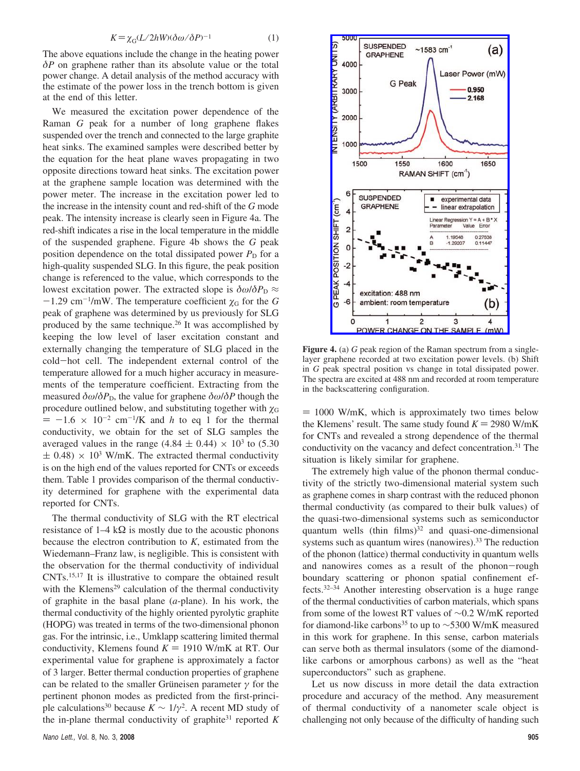$$K = \chi_G (L/2hW)(\delta\omega/\delta P)^{-1} \quad (1)$$

The above equations include the change in the heating power $\delta P$ on graphene rather than its absolute value or the total power change. A detail analysis of the method accuracy with the estimate of the power loss in the trench bottom is given at the end of this letter.

We measured the excitation power dependence of the Raman $G$ peak for a number of long graphene flakes suspended over the trench and connected to the large graphite heat sinks. The examined samples were described better by the equation for the heat plane waves propagating in two opposite directions toward heat sinks. The excitation power at the graphene sample location was determined with the power meter. The increase in the excitation power led to the increase in the intensity count and red-shift of the $G$ mode peak. The intensity increase is clearly seen in Figure 4a. The red-shift indicates a rise in the local temperature in the middle of the suspended graphene. Figure 4b shows the $G$ peak position dependence on the total dissipated power $P_D$ for a high-quality suspended SLG. In this figure, the peak position change is referenced to the value, which corresponds to the lowest excitation power. The extracted slope is $\delta\omega/\delta P_D \approx -1.29$ cm$^{-1}$/mW. The temperature coefficient $\chi_G$ for the $G$ peak of graphene was determined by us previously for SLG produced by the same technique.[26] It was accomplished by keeping the low level of laser excitation constant and externally changing the temperature of SLG placed in the cold−hot cell. The independent external control of the temperature allowed for a much higher accuracy in measurements of the temperature coefficient. Extracting from the measured $\delta\omega/\delta P_D$, the value for graphene $\delta\omega/\delta P$ though the procedure outlined below, and substituting together with $\chi_G = -1.6 \times 10^{-2}$ cm$^{-1}$/K and $h$ to eq 1 for the thermal conductivity, we obtain for the set of SLG samples the averaged values in the range $(4.84 \pm 0.44) \times 10^3$ to $(5.30 \pm 0.48) \times 10^3$ W/mK. The extracted thermal conductivity is on the high end of the values reported for CNTs or exceeds them. Table 1 provides comparison of the thermal conductivity determined for graphene with the experimental data reported for CNTs.

The thermal conductivity of SLG with the RT electrical resistance of 1–4 kΩ is mostly due to the acoustic phonons because the electron contribution to $K$, estimated from the Wiedemann–Franz law, is negligible. This is consistent with the observation for the thermal conductivity of individual CNTs.[15,17] It is illustrative to compare the obtained result with the Klemens[29] calculation of the thermal conductivity of graphite in the basal plane ($a$-plane). In his work, the thermal conductivity of the highly oriented pyrolytic graphite (HOPG) was treated in terms of the two-dimensional phonon gas. For the intrinsic, i.e., Umklapp scattering limited thermal conductivity, Klemens found $K = 1910$ W/mK at RT. Our experimental value for graphene is approximately a factor of 3 larger. Better thermal conduction properties of graphene can be related to the smaller Grüneisen parameter $\gamma$ for the pertinent phonon modes as predicted from the first-principle calculations[30] because $K \sim 1/\gamma^2$. A recent MD study of the in-plane thermal conductivity of graphite[31] reported $K = 1000$ W/mK, which is approximately two times below the Klemens' result. The same study found $K = 2980$ W/mK for CNTs and revealed a strong dependence of the thermal conductivity on the vacancy and defect concentration.[31] The situation is likely similar for graphene.

Figure 4. (a) $G$ peak region of the Raman spectrum from a single-layer graphene recorded at two excitation power levels. (b) Shift in $G$ peak spectral position vs change in total dissipated power. The spectra are excited at 488 nm and recorded at room temperature in the backscattering configuration.

The extremely high value of the phonon thermal conductivity of the strictly two-dimensional material system such as graphene comes in sharp contrast with the reduced phonon thermal conductivity (as compared to their bulk values) of the quasi-two-dimensional systems such as semiconductor quantum wells (thin films)[32] and quasi-one-dimensional systems such as quantum wires (nanowires).[33] The reduction of the phonon (lattice) thermal conductivity in quantum wells and nanowires comes as a result of the phonon−rough boundary scattering or phonon spatial confinement effects.[32–34] Another interesting observation is a huge range of the thermal conductivities of carbon materials, which spans from some of the lowest RT values of ~0.2 W/mK reported for diamond-like carbons[35] to up to ~5300 W/mK measured in this work for graphene. In this sense, carbon materials can serve both as thermal insulators (some of the diamond-like carbons or amorphous carbons) as well as the "heat superconductors" such as graphene.

Let us now discuss in more detail the data extraction procedure and accuracy of the method. Any measurement of thermal conductivity of a nanometer scale object is challenging not only because of the difficulty of handing such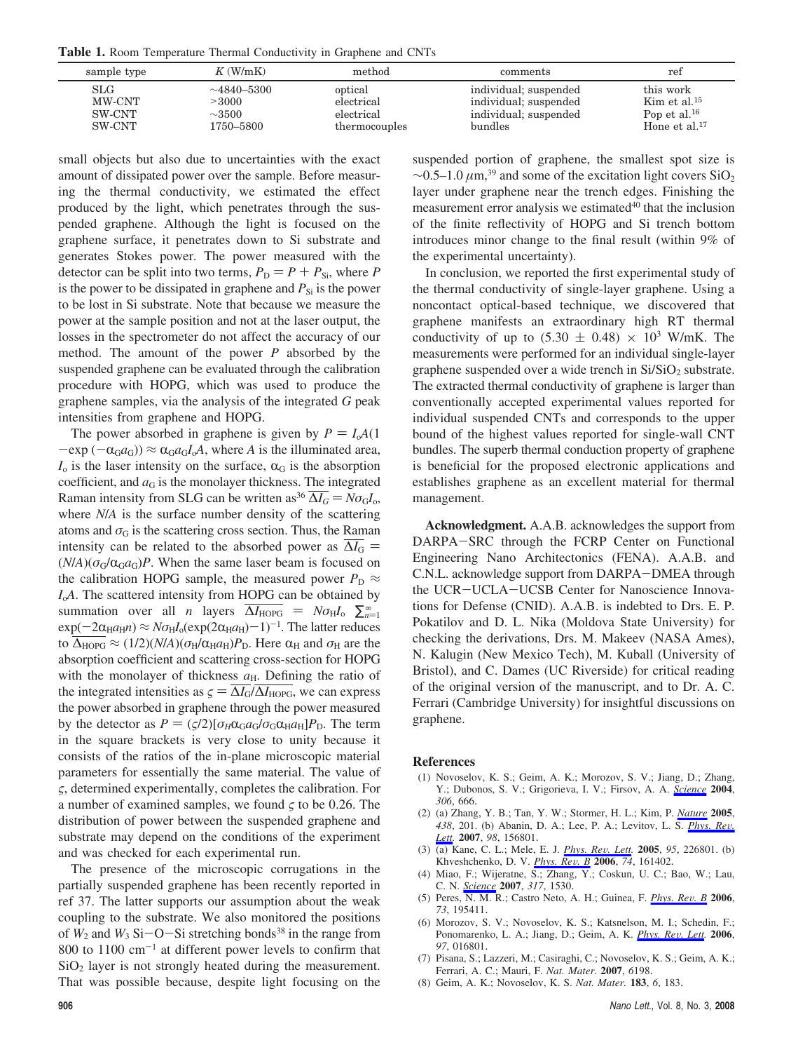**Table 1.** Room Temperature Thermal Conductivity in Graphene and CNTs

| sample type | $K$ (W/mK) | method | comments | ref |
|---|---|---|---|---|
| SLG | ∼4840–5300 | optical | individual; suspended | this work |
| MW-CNT | >3000 | electrical | individual; suspended | Kim et al.[15] |
| SW-CNT | ∼3500 | electrical | individual; suspended | Pop et al.[16] |
| SW-CNT | 1750–5800 | thermocouples | bundles | Hone et al.[17] |

small objects but also due to uncertainties with the exact amount of dissipated power over the sample. Before measuring the thermal conductivity, we estimated the effect produced by the light, which penetrates through the suspended graphene. Although the light is focused on the graphene surface, it penetrates down to Si substrate and generates Stokes power. The power measured with the detector can be split into two terms, $P_D = P + P_{Si}$, where $P$ is the power to be dissipated in graphene and $P_{Si}$ is the power to be lost in Si substrate. Note that because we measure the power at the sample position and not at the laser output, the losses in the spectrometer do not affect the accuracy of our method. The amount of the power $P$ absorbed by the suspended graphene can be evaluated through the calibration procedure with HOPG, which was used to produce the graphene samples, via the analysis of the integrated $G$ peak intensities from graphene and HOPG.

The power absorbed in graphene is given by $P = I_o A(1 - \exp(-\alpha_G a_G)) \approx \alpha_G a_G I_o A$, where $A$ is the illuminated area, $I_o$ is the laser intensity on the surface, $\alpha_G$ is the absorption coefficient, and $a_G$ is the monolayer thickness. The integrated Raman intensity from SLG can be written as[36] $\overline{\Delta I_G} = N\sigma_G I_o$, where $N/A$ is the surface number density of the scattering atoms and $\sigma_G$ is the scattering cross section. Thus, the Raman intensity can be related to the absorbed power as $\overline{\Delta I_G} = (N/A)(\sigma_G/\alpha_G a_G)P$. When the same laser beam is focused on the calibration HOPG sample, the measured power $P_D \approx I_o A$. The scattered intensity from HOPG can be obtained by summation over all $n$ layers $\overline{\Delta I_{HOPG}} = N\sigma_H I_o \sum_{n=1}^{\infty} \exp(-2\alpha_H a_H n) \approx N\sigma_H I_o(\exp(2\alpha_H a_H) - 1)^{-1}$. The latter reduces to $\overline{\Delta_{HOPG}} \approx (1/2)(N/A)(\sigma_H/\alpha_H a_H)P_D$. Here $\alpha_H$ and $\sigma_H$ are the absorption coefficient and scattering cross-section for HOPG with the monolayer of thickness $a_H$. Defining the ratio of the integrated intensities as $\varsigma = \overline{\Delta I_G}/\overline{\Delta I_{HOPG}}$, we can express the power absorbed in graphene through the power measured by the detector as $P = (\varsigma/2)[\sigma_H \alpha_G a_G/\sigma_G \alpha_H a_H]P_D$. The term in the square brackets is very close to unity because it consists of the ratios of the in-plane microscopic material parameters for essentially the same material. The value of $\varsigma$, determined experimentally, completes the calibration. For a number of examined samples, we found $\varsigma$ to be 0.26. The distribution of power between the suspended graphene and substrate may depend on the conditions of the experiment and was checked for each experimental run.

The presence of the microscopic corrugations in the partially suspended graphene has been recently reported in ref 37. The latter supports our assumption about the weak coupling to the substrate. We also monitored the positions of $W_2$ and $W_3$ Si−O−Si stretching bonds[38] in the range from 800 to 1100 $cm^{-1}$ at different power levels to confirm that $SiO_2$ layer is not strongly heated during the measurement. That was possible because, despite light focusing on the suspended portion of graphene, the smallest spot size is ∼0.5–1.0 $\mu$m,[39] and some of the excitation light covers $SiO_2$ layer under graphene near the trench edges. Finishing the measurement error analysis we estimated[40] that the inclusion of the finite reflectivity of HOPG and Si trench bottom introduces minor change to the final result (within 9% of the experimental uncertainty).

In conclusion, we reported the first experimental study of the thermal conductivity of single-layer graphene. Using a noncontact optical-based technique, we discovered that graphene manifests an extraordinary high RT thermal conductivity of up to $(5.30 \pm 0.48) \times 10^3$ W/mK. The measurements were performed for an individual single-layer graphene suspended over a wide trench in $Si/SiO_2$ substrate. The extracted thermal conductivity of graphene is larger than conventionally accepted experimental values reported for individual suspended CNTs and corresponds to the upper bound of the highest values reported for single-wall CNT bundles. The superb thermal conduction property of graphene is beneficial for the proposed electronic applications and establishes graphene as an excellent material for thermal management.

**Acknowledgment.** A.A.B. acknowledges the support from DARPA−SRC through the FCRP Center on Functional Engineering Nano Architectonics (FENA). A.A.B. and C.N.L. acknowledge support from DARPA−DMEA through the UCR−UCLA−UCSB Center for Nanoscience Innovations for Defense (CNID). A.A.B. is indebted to Drs. E. P. Pokatilov and D. L. Nika (Moldova State University) for checking the derivations, Drs. M. Makeev (NASA Ames), N. Kalugin (New Mexico Tech), M. Kuball (University of Bristol), and C. Dames (UC Riverside) for critical reading of the original version of the manuscript, and to Dr. A. C. Ferrari (Cambridge University) for insightful discussions on graphene.

## References

(1) Novoselov, K. S.; Geim, A. K.; Morozov, S. V.; Jiang, D.; Zhang, Y.; Dubonos, S. V.; Grigorieva, I. V.; Firsov, A. A. *Science* **2004**, *306*, 666.

(2) (a) Zhang, Y. B.; Tan, Y. W.; Stormer, H. L.; Kim, P. *Nature* **2005**, *438*, 201. (b) Abanin, D. A.; Lee, P. A.; Levitov, L. S. *Phys. Rev. Lett.* **2007**, *98*, 156801.

(3) (a) Kane, C. L.; Mele, E. J. *Phys. Rev. Lett.* **2005**, *95*, 226801. (b) Khveshchenko, D. V. *Phys. Rev. B* **2006**, *74*, 161402.

(4) Miao, F.; Wijeratne, S.; Zhang, Y.; Coskun, U. C.; Bao, W.; Lau, C. N. *Science* **2007**, *317*, 1530.

(5) Peres, N. M. R.; Castro Neto, A. H.; Guinea, F. *Phys. Rev. B* **2006**, *73*, 195411.

(6) Morozov, S. V.; Novoselov, K. S.; Katsnelson, M. I.; Schedin, F.; Ponomarenko, L. A.; Jiang, D.; Geim, A. K. *Phys. Rev. Lett.* **2006**, *97*, 016801.

(7) Pisana, S.; Lazzeri, M.; Casiraghi, C.; Novoselov, K. S.; Geim, A. K.; Ferrari, A. C.; Mauri, F. *Nat. Mater.* **2007**, *6*198.

(8) Geim, A. K.; Novoselov, K. S. *Nat. Mater.* **183**, *6*, 183.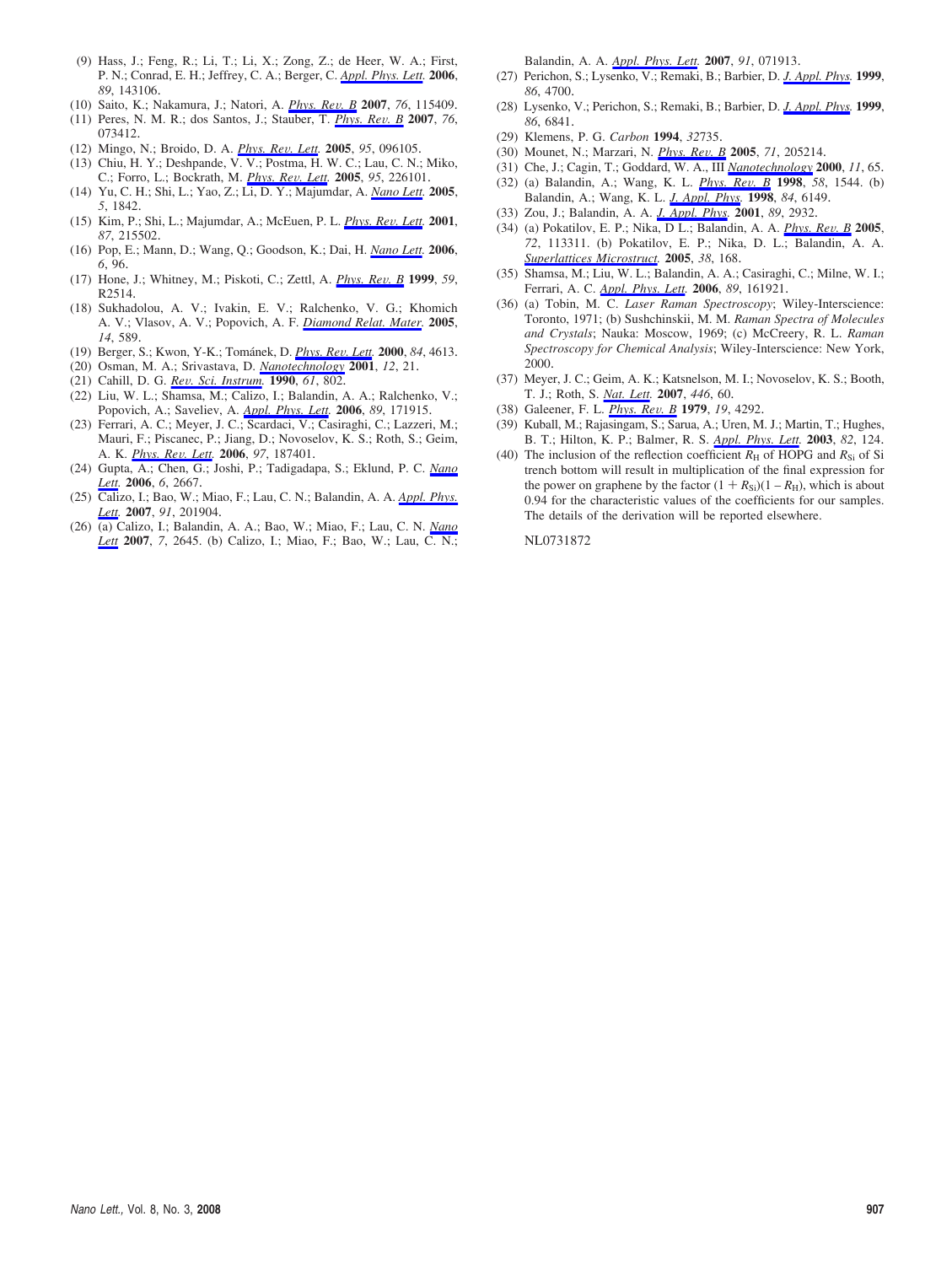(9) Hass, J.; Feng, R.; Li, T.; Li, X.; Zong, Z.; de Heer, W. A.; First, P. N.; Conrad, E. H.; Jeffrey, C. A.; Berger, C. *Appl. Phys. Lett.* **2006**, *89*, 143106.

(10) Saito, K.; Nakamura, J.; Natori, A. *Phys. Rev. B* **2007**, *76*, 115409.

(11) Peres, N. M. R.; dos Santos, J.; Stauber, T. *Phys. Rev. B* **2007**, *76*, 073412.

(12) Mingo, N.; Broido, D. A. *Phys. Rev. Lett.* **2005**, *95*, 096105.

(13) Chiu, H. Y.; Deshpande, V. V.; Postma, H. W. C.; Lau, C. N.; Miko, C.; Forro, L.; Bockrath, M. *Phys. Rev. Lett.* **2005**, *95*, 226101.

(14) Yu, C. H.; Shi, L.; Yao, Z.; Li, D. Y.; Majumdar, A. *Nano Lett.* **2005**, *5*, 1842.

(15) Kim, P.; Shi, L.; Majumdar, A.; McEuen, P. L. *Phys. Rev. Lett.* **2001**, *87*, 215502.

(16) Pop, E.; Mann, D.; Wang, Q.; Goodson, K.; Dai, H. *Nano Lett.* **2006**, *6*, 96.

(17) Hone, J.; Whitney, M.; Piskoti, C.; Zettl, A. *Phys. Rev. B* **1999**, *59*, R2514.

(18) Sukhadolou, A. V.; Ivakin, E. V.; Ralchenko, V. G.; Khomich A. V.; Vlasov, A. V.; Popovich, A. F. *Diamond Relat. Mater.* **2005**, *14*, 589.

(19) Berger, S.; Kwon, Y-K.; Tománek, D. *Phys. Rev. Lett.* **2000**, *84*, 4613.

(20) Osman, M. A.; Srivastava, D. *Nanotechnology* **2001**, *12*, 21.

(21) Cahill, D. G. *Rev. Sci. Instrum.* **1990**, *61*, 802.

(22) Liu, W. L.; Shamsa, M.; Calizo, I.; Balandin, A. A.; Ralchenko, V.; Popovich, A.; Saveliev, A. *Appl. Phys. Lett.* **2006**, *89*, 171915.

(23) Ferrari, A. C.; Meyer, J. C.; Scardaci, V.; Casiraghi, C.; Lazzeri, M.; Mauri, F.; Piscanec, P.; Jiang, D.; Novoselov, K. S.; Roth, S.; Geim, A. K. *Phys. Rev. Lett.* **2006**, *97*, 187401.

(24) Gupta, A.; Chen, G.; Joshi, P.; Tadigadapa, S.; Eklund, P. C. *Nano Lett.* **2006**, *6*, 2667.

(25) Calizo, I.; Bao, W.; Miao, F.; Lau, C. N.; Balandin, A. A. *Appl. Phys. Lett.* **2007**, *91*, 201904.

(26) (a) Calizo, I.; Balandin, A. A.; Bao, W.; Miao, F.; Lau, C. N. *Nano Lett* **2007**, *7*, 2645. (b) Calizo, I.; Miao, F.; Bao, W.; Lau, C. N.; Balandin, A. A. *Appl. Phys. Lett.* **2007**, *91*, 071913.

(27) Perichon, S.; Lysenko, V.; Remaki, B.; Barbier, D. *J. Appl. Phys.* **1999**, *86*, 4700.

(28) Lysenko, V.; Perichon, S.; Remaki, B.; Barbier, D. *J. Appl. Phys.* **1999**, *86*, 6841.

(29) Klemens, P. G. *Carbon* **1994**, *32*735.

(30) Mounet, N.; Marzari, N. *Phys. Rev. B* **2005**, *71*, 205214.

(31) Che, J.; Cagin, T.; Goddard, W. A., III *Nanotechnology* **2000**, *11*, 65.

(32) (a) Balandin, A.; Wang, K. L. *Phys. Rev. B* **1998**, *58*, 1544. (b) Balandin, A.; Wang, K. L. *J. Appl. Phys.* **1998**, *84*, 6149.

(33) Zou, J.; Balandin, A. A. *J. Appl. Phys.* **2001**, *89*, 2932.

(34) (a) Pokatilov, E. P.; Nika, D L.; Balandin, A. A. *Phys. Rev. B* **2005**, *72*, 113311. (b) Pokatilov, E. P.; Nika, D. L.; Balandin, A. A. *Superlattices Microstruct.* **2005**, *38*, 168.

(35) Shamsa, M.; Liu, W. L.; Balandin, A. A.; Casiraghi, C.; Milne, W. I.; Ferrari, A. C. *Appl. Phys. Lett.* **2006**, *89*, 161921.

(36) (a) Tobin, M. C. *Laser Raman Spectroscopy*; Wiley-Interscience: Toronto, 1971; (b) Sushchinskii, M. M. *Raman Spectra of Molecules and Crystals*; Nauka: Moscow, 1969; (c) McCreery, R. L. *Raman Spectroscopy for Chemical Analysis*; Wiley-Interscience: New York, 2000.

(37) Meyer, J. C.; Geim, A. K.; Katsnelson, M. I.; Novoselov, K. S.; Booth, T. J.; Roth, S. *Nat. Lett.* **2007**, *446*, 60.

(38) Galeener, F. L. *Phys. Rev. B* **1979**, *19*, 4292.

(39) Kuball, M.; Rajasingam, S.; Sarua, A.; Uren, M. J.; Martin, T.; Hughes, B. T.; Hilton, K. P.; Balmer, R. S. *Appl. Phys. Lett.* **2003**, *82*, 124.

(40) The inclusion of the reflection coefficient $R_H$ of HOPG and $R_{Si}$ of Si trench bottom will result in multiplication of the final expression for the power on graphene by the factor $(1 + R_{Si})(1 - R_H)$, which is about 0.94 for the characteristic values of the coefficients for our samples. The details of the derivation will be reported elsewhere.

NL0731872